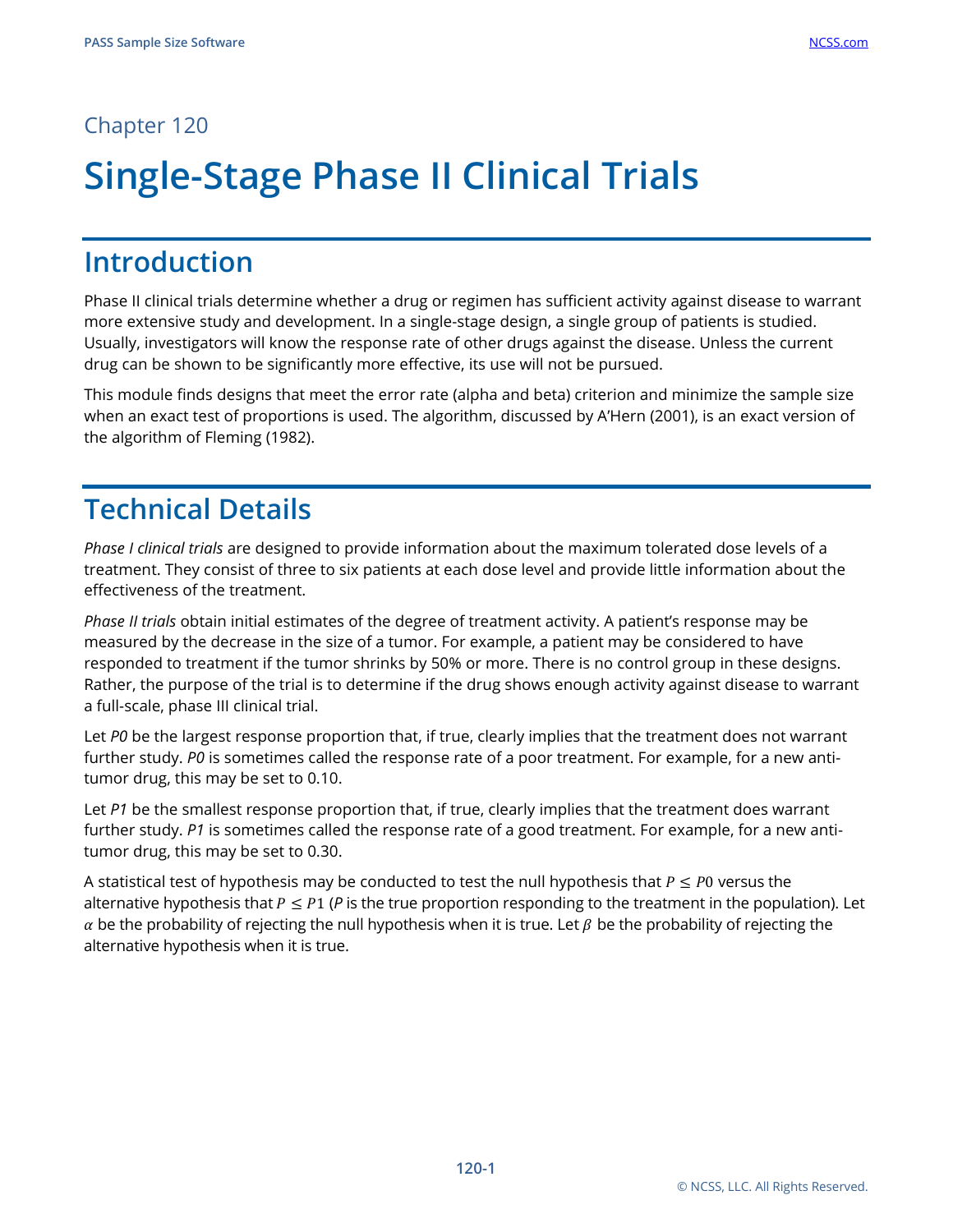Chapter 120

# Single-Stage Phase II Clinical Trials

## Introduction

Phase II clinical trials determine whether a drug or regimen has sufficient activity against disease to warrant more extensive study and development. In a single-stage design, a single group of patients is studied. Usually, investigators will know the response rate of other drugs against the disease. Unless the current drug can be shown to be significantly more effective, its use will not be pursued.

This module finds designs that meet the error rate (alpha and beta) criterion and minimize the sample size when an exact test of proportions is used. The algorithm, discussed by A'Hern (2001), is an exact version of the algorithm of Fleming (1982).

## Technical Details

*Phase I clinical trials* are designed to provide information about the maximum tolerated dose levels of a treatment. They consist of three to six patients at each dose level and provide little information about the effectiveness of the treatment.

*Phase II trials* obtain initial estimates of the degree of treatment activity. A patient's response may be measured by the decrease in the size of a tumor. For example, a patient may be considered to have responded to treatment if the tumor shrinks by 50% or more. There is no control group in these designs. Rather, the purpose of the trial is to determine if the drug shows enough activity against disease to warrant a full-scale, phase III clinical trial.

Let *P0* be the largest response proportion that, if true, clearly implies that the treatment does not warrant further study. *P0* is sometimes called the response rate of a poor treatment. For example, for a new anti-tumor drug, this may be set to 0.10.

Let *P1* be the smallest response proportion that, if true, clearly implies that the treatment does warrant further study. *P1* is sometimes called the response rate of a good treatment. For example, for a new anti-tumor drug, this may be set to 0.30.

A statistical test of hypothesis may be conducted to test the null hypothesis that $P \leq P0$ versus the alternative hypothesis that $P \leq P1$ (*P* is the true proportion responding to the treatment in the population). Let $\alpha$ be the probability of rejecting the null hypothesis when it is true. Let $\beta$ be the probability of rejecting the alternative hypothesis when it is true.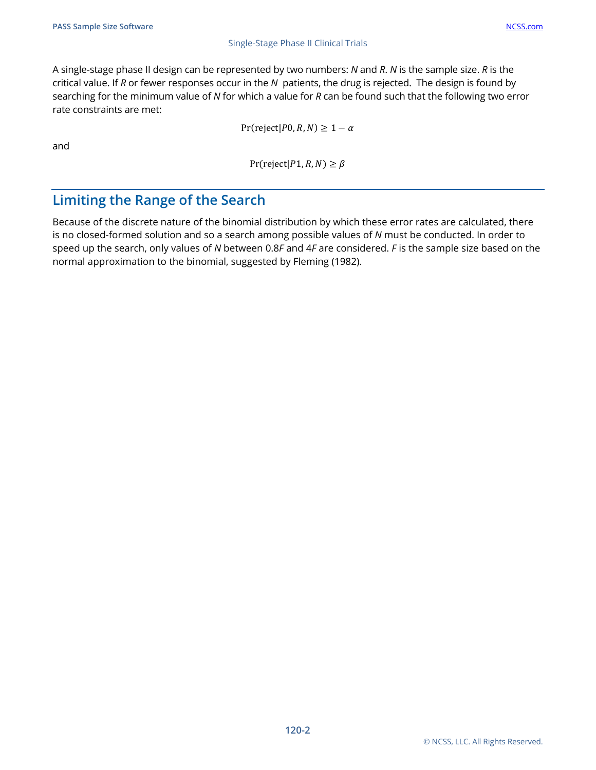A single-stage phase II design can be represented by two numbers: *N* and *R*. *N* is the sample size. *R* is the critical value. If *R* or fewer responses occur in the *N* patients, the drug is rejected. The design is found by searching for the minimum value of *N* for which a value for *R* can be found such that the following two error rate constraints are met:

$$\Pr(\text{reject}|P0, R, N) \geq 1 - \alpha$$

and

$$\Pr(\text{reject}|P1, R, N) \geq \beta$$

## Limiting the Range of the Search

Because of the discrete nature of the binomial distribution by which these error rates are calculated, there is no closed-formed solution and so a search among possible values of *N* must be conducted. In order to speed up the search, only values of *N* between 0.8*F* and 4*F* are considered. *F* is the sample size based on the normal approximation to the binomial, suggested by Fleming (1982).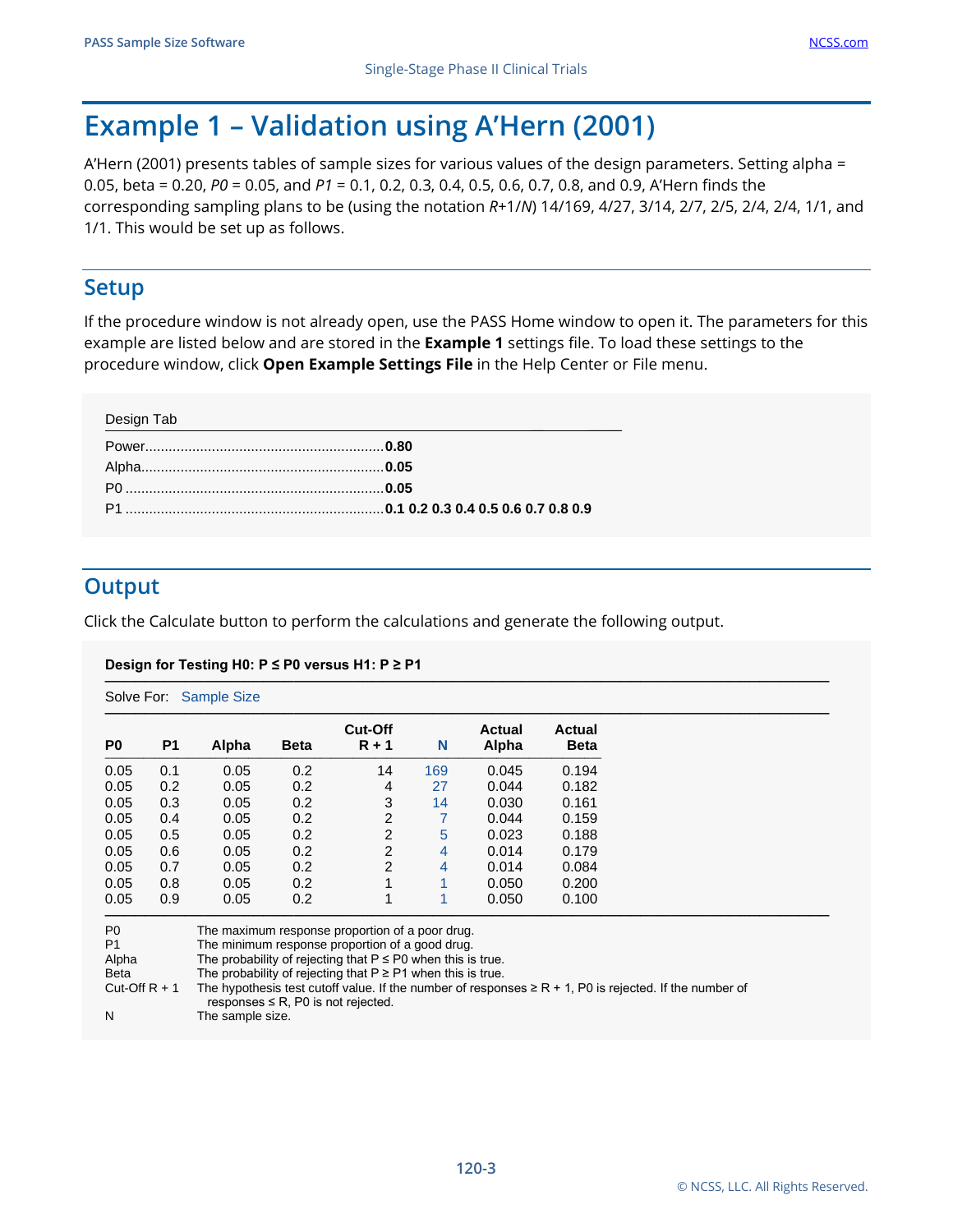# Example 1 – Validation using A'Hern (2001)

A'Hern (2001) presents tables of sample sizes for various values of the design parameters. Setting alpha = 0.05, beta = 0.20, *P0* = 0.05, and *P1* = 0.1, 0.2, 0.3, 0.4, 0.5, 0.6, 0.7, 0.8, and 0.9, A'Hern finds the corresponding sampling plans to be (using the notation *R*+1/*N*) 14/169, 4/27, 3/14, 2/7, 2/5, 2/4, 2/4, 1/1, and 1/1. This would be set up as follows.

## Setup

If the procedure window is not already open, use the PASS Home window to open it. The parameters for this example are listed below and are stored in the **Example 1** settings file. To load these settings to the procedure window, click **Open Example Settings File** in the Help Center or File menu.

Design Tab

Power............................................................**0.80**
Alpha.............................................................**0.05**
P0 .................................................................**0.05**
P1 .................................................................**0.1 0.2 0.3 0.4 0.5 0.6 0.7 0.8 0.9**

## Output

Click the Calculate button to perform the calculations and generate the following output.

**Design for Testing H0: P ≤ P0 versus H1: P ≥ P1**

Solve For: Sample Size

| P0 | P1 | Alpha | Beta | Cut-Off R + 1 | N | Actual Alpha | Actual Beta |
|---|---|---|---|---|---|---|---|
| 0.05 | 0.1 | 0.05 | 0.2 | 14 | 169 | 0.045 | 0.194 |
| 0.05 | 0.2 | 0.05 | 0.2 | 4 | 27 | 0.044 | 0.182 |
| 0.05 | 0.3 | 0.05 | 0.2 | 3 | 14 | 0.030 | 0.161 |
| 0.05 | 0.4 | 0.05 | 0.2 | 2 | 7 | 0.044 | 0.159 |
| 0.05 | 0.5 | 0.05 | 0.2 | 2 | 5 | 0.023 | 0.188 |
| 0.05 | 0.6 | 0.05 | 0.2 | 2 | 4 | 0.014 | 0.179 |
| 0.05 | 0.7 | 0.05 | 0.2 | 2 | 4 | 0.014 | 0.084 |
| 0.05 | 0.8 | 0.05 | 0.2 | 1 | 1 | 0.050 | 0.200 |
| 0.05 | 0.9 | 0.05 | 0.2 | 1 | 1 | 0.050 | 0.100 |

P0 The maximum response proportion of a poor drug.
P1 The minimum response proportion of a good drug.
Alpha The probability of rejecting that P ≤ P0 when this is true.
Beta The probability of rejecting that P ≥ P1 when this is true.
Cut-Off R + 1 The hypothesis test cutoff value. If the number of responses ≥ R + 1, P0 is rejected. If the number of responses ≤ R, P0 is not rejected.
N The sample size.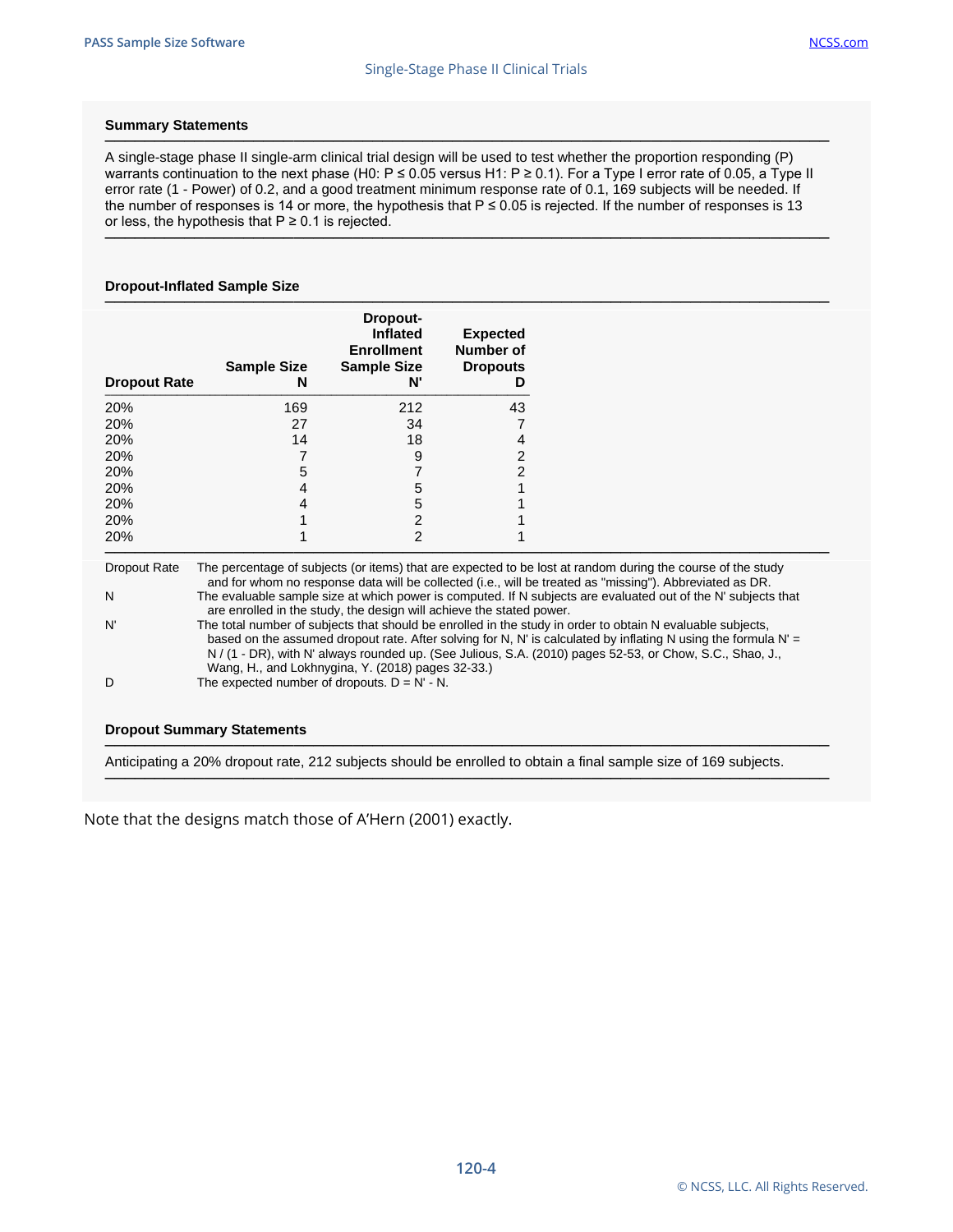### Summary Statements

A single-stage phase II single-arm clinical trial design will be used to test whether the proportion responding (P) warrants continuation to the next phase (H0: P ≤ 0.05 versus H1: P ≥ 0.1). For a Type I error rate of 0.05, a Type II error rate (1 - Power) of 0.2, and a good treatment minimum response rate of 0.1, 169 subjects will be needed. If the number of responses is 14 or more, the hypothesis that P ≤ 0.05 is rejected. If the number of responses is 13 or less, the hypothesis that P ≥ 0.1 is rejected.

### Dropout-Inflated Sample Size

| Dropout Rate | Sample Size N | Dropout-Inflated Enrollment Sample Size N' | Expected Number of Dropouts D |
|---|---|---|---|
| 20% | 169 | 212 | 43 |
| 20% | 27 | 34 | 7 |
| 20% | 14 | 18 | 4 |
| 20% | 7 | 9 | 2 |
| 20% | 5 | 7 | 2 |
| 20% | 4 | 5 | 1 |
| 20% | 4 | 5 | 1 |
| 20% | 1 | 2 | 1 |
| 20% | 1 | 2 | 1 |

| | |
|---|---|
| Dropout Rate | The percentage of subjects (or items) that are expected to be lost at random during the course of the study and for whom no response data will be collected (i.e., will be treated as "missing"). Abbreviated as DR. |
| N | The evaluable sample size at which power is computed. If N subjects are evaluated out of the N' subjects that are enrolled in the study, the design will achieve the stated power. |
| N' | The total number of subjects that should be enrolled in the study in order to obtain N evaluable subjects, based on the assumed dropout rate. After solving for N, N' is calculated by inflating N using the formula N' = N / (1 - DR), with N' always rounded up. (See Julious, S.A. (2010) pages 52-53, or Chow, S.C., Shao, J., Wang, H., and Lokhnygina, Y. (2018) pages 32-33.) |
| D | The expected number of dropouts. D = N' - N. |

### Dropout Summary Statements

Anticipating a 20% dropout rate, 212 subjects should be enrolled to obtain a final sample size of 169 subjects.

Note that the designs match those of A'Hern (2001) exactly.